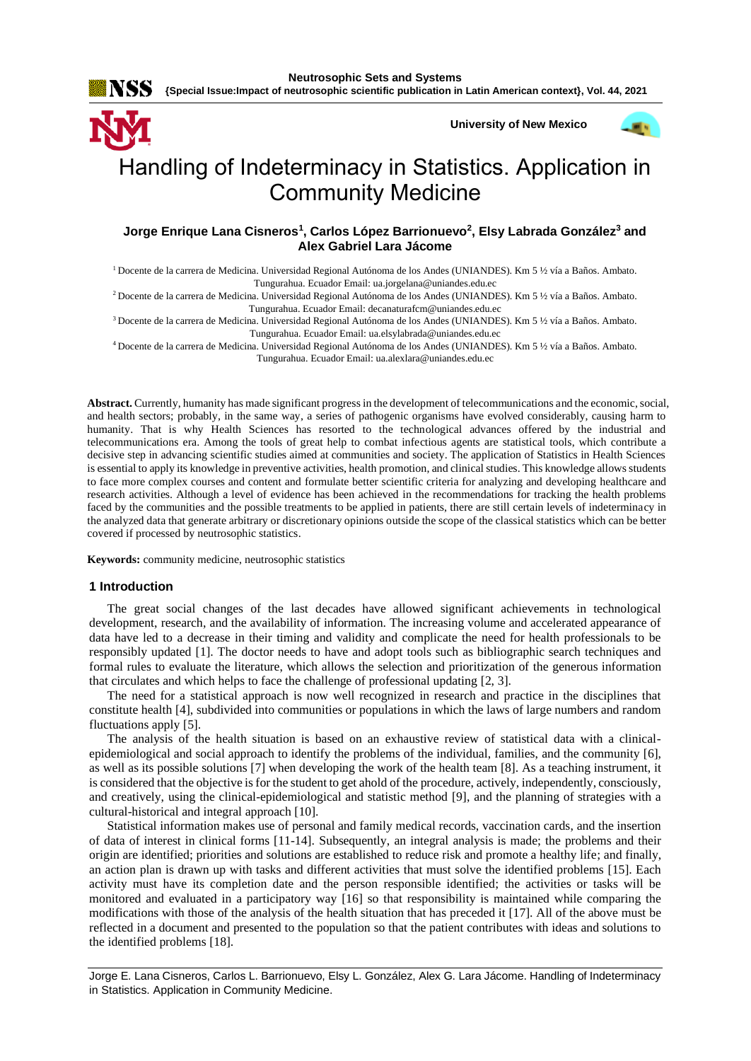# Handling of Indeterminacy in Statistics. Application in Community Medicine

**Jorge Enrique Lana Cisneros[1], Carlos López Barrionuevo[2], Elsy Labrada González[3] and Alex Gabriel Lara Jácome**

[1] Docente de la carrera de Medicina. Universidad Regional Autónoma de los Andes (UNIANDES). Km 5 ½ vía a Baños. Ambato. Tungurahua. Ecuador Email: ua.jorgelana@uniandes.edu.ec

[2] Docente de la carrera de Medicina. Universidad Regional Autónoma de los Andes (UNIANDES). Km 5 ½ vía a Baños. Ambato. Tungurahua. Ecuador Email: decanaturafcm@uniandes.edu.ec

[3] Docente de la carrera de Medicina. Universidad Regional Autónoma de los Andes (UNIANDES). Km 5 ½ vía a Baños. Ambato. Tungurahua. Ecuador Email: ua.elsylabrada@uniandes.edu.ec

[4] Docente de la carrera de Medicina. Universidad Regional Autónoma de los Andes (UNIANDES). Km 5 ½ vía a Baños. Ambato. Tungurahua. Ecuador Email: ua.alexlara@uniandes.edu.ec

**Abstract.** Currently, humanity has made significant progress in the development of telecommunications and the economic, social, and health sectors; probably, in the same way, a series of pathogenic organisms have evolved considerably, causing harm to humanity. That is why Health Sciences has resorted to the technological advances offered by the industrial and telecommunications era. Among the tools of great help to combat infectious agents are statistical tools, which contribute a decisive step in advancing scientific studies aimed at communities and society. The application of Statistics in Health Sciences is essential to apply its knowledge in preventive activities, health promotion, and clinical studies. This knowledge allows students to face more complex courses and content and formulate better scientific criteria for analyzing and developing healthcare and research activities. Although a level of evidence has been achieved in the recommendations for tracking the health problems faced by the communities and the possible treatments to be applied in patients, there are still certain levels of indeterminacy in the analyzed data that generate arbitrary or discretionary opinions outside the scope of the classical statistics which can be better covered if processed by neutrosophic statistics.

**Keywords:** community medicine, neutrosophic statistics

## 1 Introduction

The great social changes of the last decades have allowed significant achievements in technological development, research, and the availability of information. The increasing volume and accelerated appearance of data have led to a decrease in their timing and validity and complicate the need for health professionals to be responsibly updated [1]. The doctor needs to have and adopt tools such as bibliographic search techniques and formal rules to evaluate the literature, which allows the selection and prioritization of the generous information that circulates and which helps to face the challenge of professional updating [2, 3].

The need for a statistical approach is now well recognized in research and practice in the disciplines that constitute health [4], subdivided into communities or populations in which the laws of large numbers and random fluctuations apply [5].

The analysis of the health situation is based on an exhaustive review of statistical data with a clinical-epidemiological and social approach to identify the problems of the individual, families, and the community [6], as well as its possible solutions [7] when developing the work of the health team [8]. As a teaching instrument, it is considered that the objective is for the student to get ahold of the procedure, actively, independently, consciously, and creatively, using the clinical-epidemiological and statistic method [9], and the planning of strategies with a cultural-historical and integral approach [10].

Statistical information makes use of personal and family medical records, vaccination cards, and the insertion of data of interest in clinical forms [11-14]. Subsequently, an integral analysis is made; the problems and their origin are identified; priorities and solutions are established to reduce risk and promote a healthy life; and finally, an action plan is drawn up with tasks and different activities that must solve the identified problems [15]. Each activity must have its completion date and the person responsible identified; the activities or tasks will be monitored and evaluated in a participatory way [16] so that responsibility is maintained while comparing the modifications with those of the analysis of the health situation that has preceded it [17]. All of the above must be reflected in a document and presented to the population so that the patient contributes with ideas and solutions to the identified problems [18].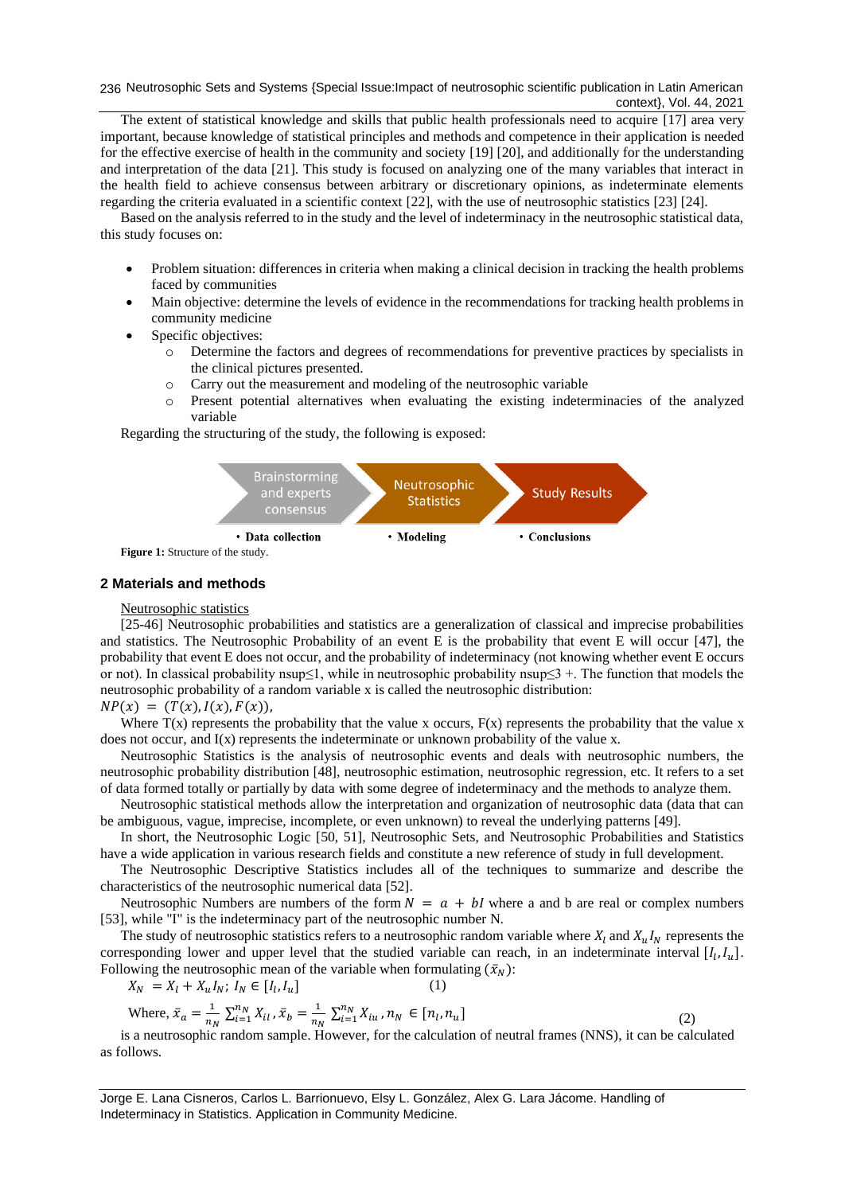The extent of statistical knowledge and skills that public health professionals need to acquire [17] area very important, because knowledge of statistical principles and methods and competence in their application is needed for the effective exercise of health in the community and society [19] [20], and additionally for the understanding and interpretation of the data [21]. This study is focused on analyzing one of the many variables that interact in the health field to achieve consensus between arbitrary or discretionary opinions, as indeterminate elements regarding the criteria evaluated in a scientific context [22], with the use of neutrosophic statistics [23] [24].

Based on the analysis referred to in the study and the level of indeterminacy in the neutrosophic statistical data, this study focuses on:

- Problem situation: differences in criteria when making a clinical decision in tracking the health problems faced by communities
- Main objective: determine the levels of evidence in the recommendations for tracking health problems in community medicine
- Specific objectives:
    - Determine the factors and degrees of recommendations for preventive practices by specialists in the clinical pictures presented.
    - Carry out the measurement and modeling of the neutrosophic variable
    - Present potential alternatives when evaluating the existing indeterminacies of the analyzed variable

Regarding the structuring of the study, the following is exposed:

| Brainstorming and experts consensus | Neutrosophic Statistics | Study Results |
|---|---|---|
| • Data collection | • Modeling | • Conclusions |

**Figure 1:** Structure of the study.

## 2 Materials and methods

Neutrosophic statistics

[25-46] Neutrosophic probabilities and statistics are a generalization of classical and imprecise probabilities and statistics. The Neutrosophic Probability of an event E is the probability that event E will occur [47], the probability that event E does not occur, and the probability of indeterminacy (not knowing whether event E occurs or not). In classical probability nsup≤1, while in neutrosophic probability nsup≤3 +. The function that models the neutrosophic probability of a random variable x is called the neutrosophic distribution:

$NP(x) = (T(x), I(x), F(x)),$

Where T(x) represents the probability that the value x occurs, F(x) represents the probability that the value x does not occur, and I(x) represents the indeterminate or unknown probability of the value x.

Neutrosophic Statistics is the analysis of neutrosophic events and deals with neutrosophic numbers, the neutrosophic probability distribution [48], neutrosophic estimation, neutrosophic regression, etc. It refers to a set of data formed totally or partially by data with some degree of indeterminacy and the methods to analyze them.

Neutrosophic statistical methods allow the interpretation and organization of neutrosophic data (data that can be ambiguous, vague, imprecise, incomplete, or even unknown) to reveal the underlying patterns [49].

In short, the Neutrosophic Logic [50, 51], Neutrosophic Sets, and Neutrosophic Probabilities and Statistics have a wide application in various research fields and constitute a new reference of study in full development.

The Neutrosophic Descriptive Statistics includes all of the techniques to summarize and describe the characteristics of the neutrosophic numerical data [52].

Neutrosophic Numbers are numbers of the form $N = a + bI$ where a and b are real or complex numbers [53], while "I" is the indeterminacy part of the neutrosophic number N.

The study of neutrosophic statistics refers to a neutrosophic random variable where $X_l$ and $X_u I_N$ represents the corresponding lower and upper level that the studied variable can reach, in an indeterminate interval $[I_l, I_u]$. Following the neutrosophic mean of the variable when formulating ($\bar{x}_N$):

$$X_N = X_l + X_u I_N;\ I_N \in [I_l, I_u] \quad (1)$$

$$\text{Where, } \bar{x}_a = \frac{1}{n_N}\sum_{i=1}^{n_N} X_{il},\ \bar{x}_b = \frac{1}{n_N}\sum_{i=1}^{n_N} X_{iu},\ n_N \in [n_l, n_u] \quad (2)$$

is a neutrosophic random sample. However, for the calculation of neutral frames (NNS), it can be calculated as follows.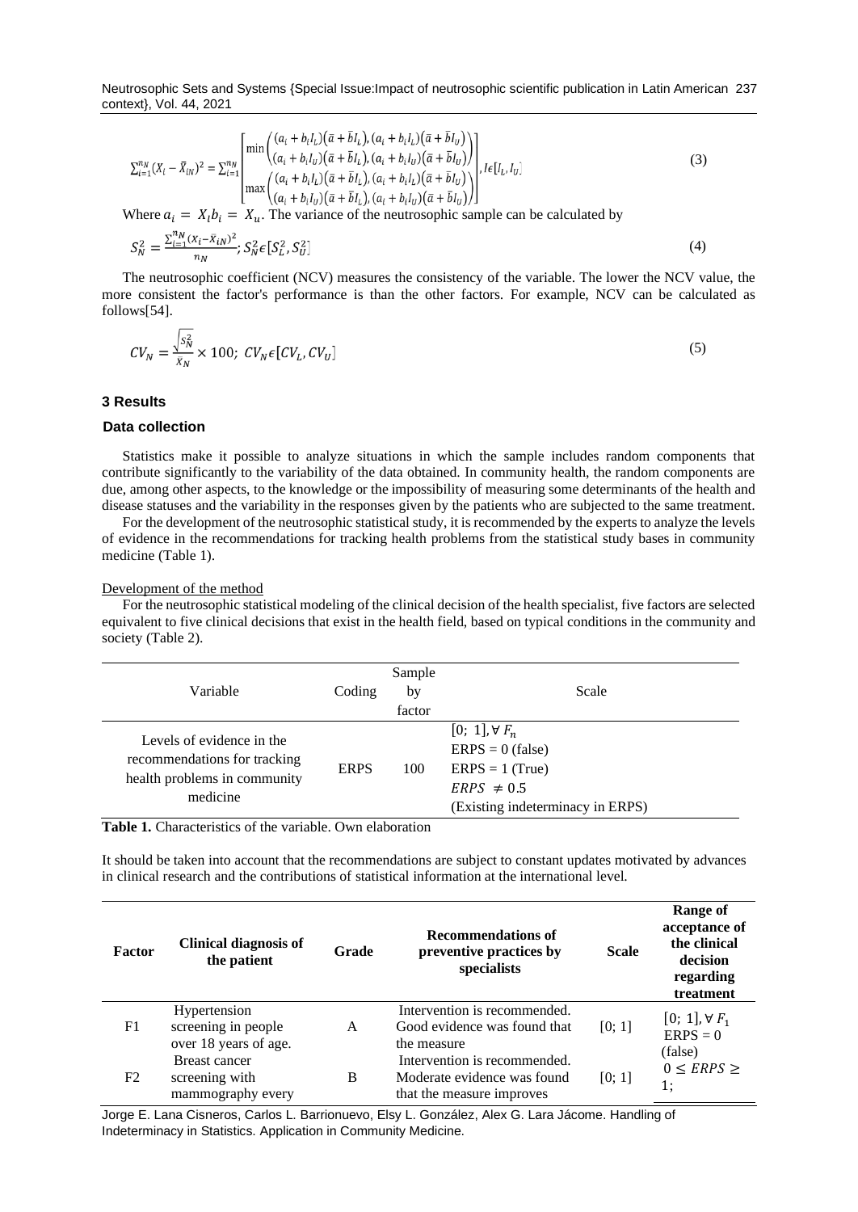$$\sum_{i=1}^{n_N}(X_i - \bar{X}_{iN})^2 = \sum_{i=1}^{n_N}\left[\begin{matrix}\min\begin{pmatrix}(a_i + b_i I_L)(\bar{a} + \bar{b} I_L), (a_i + b_i I_L)(\bar{a} + \bar{b} I_U)\\(a_i + b_i I_U)(\bar{a} + \bar{b} I_L), (a_i + b_i I_U)(\bar{a} + \bar{b} I_U)\end{pmatrix}\\\max\begin{pmatrix}(a_i + b_i I_L)(\bar{a} + \bar{b} I_L), (a_i + b_i I_L)(\bar{a} + \bar{b} I_U)\\(a_i + b_i I_U)(\bar{a} + \bar{b} I_L), (a_i + b_i I_U)(\bar{a} + \bar{b} I_U)\end{pmatrix}\end{matrix}\right], I\epsilon[I_L, I_U] \tag{3}$$

Where $a_i = X_l b_i = X_u$. The variance of the neutrosophic sample can be calculated by

$$S_N^2 = \frac{\sum_{i=1}^{n_N}(X_i - \bar{X}_{iN})^2}{n_N}; S_N^2 \epsilon [S_L^2, S_U^2] \tag{4}$$

The neutrosophic coefficient (NCV) measures the consistency of the variable. The lower the NCV value, the more consistent the factor's performance is than the other factors. For example, NCV can be calculated as follows[54].

$$CV_N = \frac{\sqrt{S_N^2}}{\bar{X}_N} \times 100;\ CV_N \epsilon [CV_L, CV_U] \tag{5}$$

## 3 Results

### Data collection

Statistics make it possible to analyze situations in which the sample includes random components that contribute significantly to the variability of the data obtained. In community health, the random components are due, among other aspects, to the knowledge or the impossibility of measuring some determinants of the health and disease statuses and the variability in the responses given by the patients who are subjected to the same treatment.

For the development of the neutrosophic statistical study, it is recommended by the experts to analyze the levels of evidence in the recommendations for tracking health problems from the statistical study bases in community medicine (Table 1).

Development of the method

For the neutrosophic statistical modeling of the clinical decision of the health specialist, five factors are selected equivalent to five clinical decisions that exist in the health field, based on typical conditions in the community and society (Table 2).

| Variable | Coding | Sample by factor | Scale |
|---|---|---|---|
| Levels of evidence in the recommendations for tracking health problems in community medicine | ERPS | 100 | $[0;\ 1], \forall F_n$<br>ERPS = 0 (false)<br>ERPS = 1 (True)<br>$ERPS \neq 0.5$<br>(Existing indeterminacy in ERPS) |

**Table 1.** Characteristics of the variable. Own elaboration

It should be taken into account that the recommendations are subject to constant updates motivated by advances in clinical research and the contributions of statistical information at the international level.

| Factor | Clinical diagnosis of the patient | Grade | Recommendations of preventive practices by specialists | Scale | Range of acceptance of the clinical decision regarding treatment |
|---|---|---|---|---|---|
| F1 | Hypertension screening in people over 18 years of age. | A | Intervention is recommended. Good evidence was found that the measure | [0; 1] | $[0;\ 1], \forall F_1$<br>ERPS = 0 (false)<br>$0 \leq ERPS \geq 1$; |
| F2 | Breast cancer screening with mammography every | B | Intervention is recommended. Moderate evidence was found that the measure improves | [0; 1] | |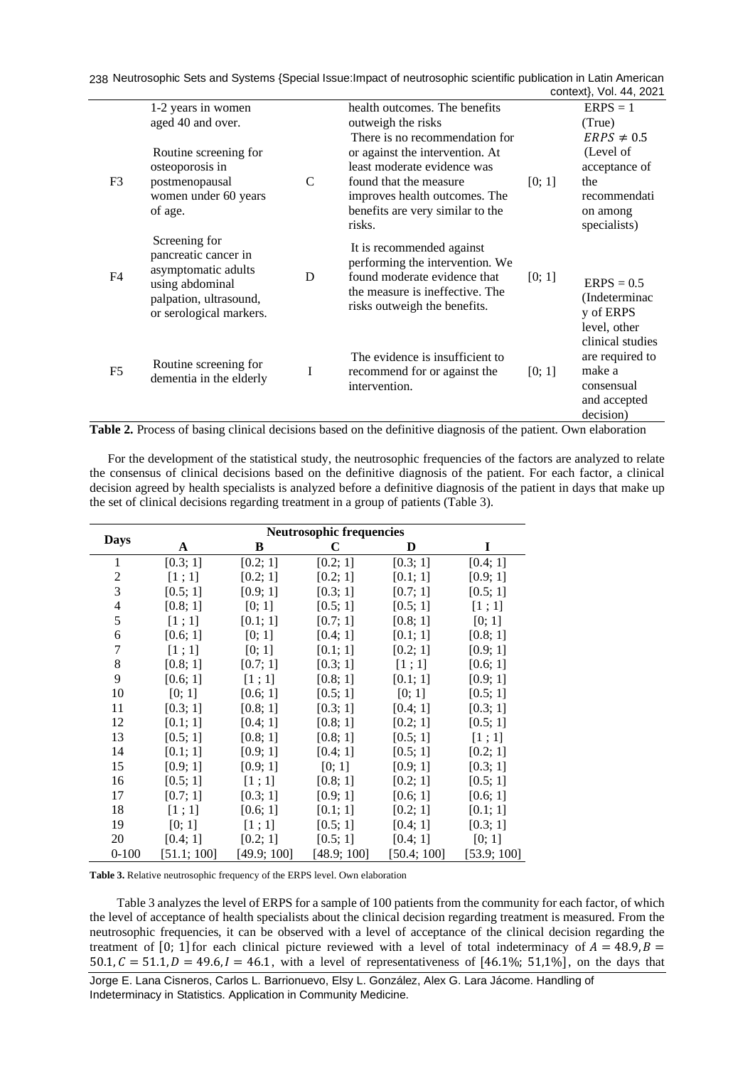| | | | | | |
|---|---|---|---|---|---|
| | 1-2 years in women aged 40 and over. | | health outcomes. The benefits outweigh the risks | | ERPS = 1 (True) |
| F3 | Routine screening for osteoporosis in postmenopausal women under 60 years of age. | C | There is no recommendation for or against the intervention. At least moderate evidence was found that the measure improves health outcomes. The benefits are very similar to the risks. | [0; 1] | $ERPS \neq 0.5$ (Level of acceptance of the recommendation among specialists) |
| F4 | Screening for pancreatic cancer in asymptomatic adults using abdominal palpation, ultrasound, or serological markers. | D | It is recommended against performing the intervention. We found moderate evidence that the measure is ineffective. The risks outweigh the benefits. | [0; 1] | ERPS = 0.5 (Indeterminacy of ERPS level, other clinical studies are required to make a consensual and accepted decision) |
| F5 | Routine screening for dementia in the elderly | I | The evidence is insufficient to recommend for or against the intervention. | [0; 1] | |

**Table 2.** Process of basing clinical decisions based on the definitive diagnosis of the patient. Own elaboration

For the development of the statistical study, the neutrosophic frequencies of the factors are analyzed to relate the consensus of clinical decisions based on the definitive diagnosis of the patient. For each factor, a clinical decision agreed by health specialists is analyzed before a definitive diagnosis of the patient in days that make up the set of clinical decisions regarding treatment in a group of patients (Table 3).

| Days | Neutrosophic frequencies | | | | |
|---|---|---|---|---|---|
| | A | B | C | D | I |
| 1 | [0.3; 1] | [0.2; 1] | [0.2; 1] | [0.3; 1] | [0.4; 1] |
| 2 | [1 ; 1] | [0.2; 1] | [0.2; 1] | [0.1; 1] | [0.9; 1] |
| 3 | [0.5; 1] | [0.9; 1] | [0.3; 1] | [0.7; 1] | [0.5; 1] |
| 4 | [0.8; 1] | [0; 1] | [0.5; 1] | [0.5; 1] | [1 ; 1] |
| 5 | [1 ; 1] | [0.1; 1] | [0.7; 1] | [0.8; 1] | [0; 1] |
| 6 | [0.6; 1] | [0; 1] | [0.4; 1] | [0.1; 1] | [0.8; 1] |
| 7 | [1 ; 1] | [0; 1] | [0.1; 1] | [0.2; 1] | [0.9; 1] |
| 8 | [0.8; 1] | [0.7; 1] | [0.3; 1] | [1 ; 1] | [0.6; 1] |
| 9 | [0.6; 1] | [1 ; 1] | [0.8; 1] | [0.1; 1] | [0.9; 1] |
| 10 | [0; 1] | [0.6; 1] | [0.5; 1] | [0; 1] | [0.5; 1] |
| 11 | [0.3; 1] | [0.8; 1] | [0.3; 1] | [0.4; 1] | [0.3; 1] |
| 12 | [0.1; 1] | [0.4; 1] | [0.8; 1] | [0.2; 1] | [0.5; 1] |
| 13 | [0.5; 1] | [0.8; 1] | [0.8; 1] | [0.5; 1] | [1 ; 1] |
| 14 | [0.1; 1] | [0.9; 1] | [0.4; 1] | [0.5; 1] | [0.2; 1] |
| 15 | [0.9; 1] | [0.9; 1] | [0; 1] | [0.9; 1] | [0.3; 1] |
| 16 | [0.5; 1] | [1 ; 1] | [0.8; 1] | [0.2; 1] | [0.5; 1] |
| 17 | [0.7; 1] | [0.3; 1] | [0.9; 1] | [0.6; 1] | [0.6; 1] |
| 18 | [1 ; 1] | [0.6; 1] | [0.1; 1] | [0.2; 1] | [0.1; 1] |
| 19 | [0; 1] | [1 ; 1] | [0.5; 1] | [0.4; 1] | [0.3; 1] |
| 20 | [0.4; 1] | [0.2; 1] | [0.5; 1] | [0.4; 1] | [0; 1] |
| 0-100 | [51.1; 100] | [49.9; 100] | [48.9; 100] | [50.4; 100] | [53.9; 100] |

**Table 3.** Relative neutrosophic frequency of the ERPS level. Own elaboration

Table 3 analyzes the level of ERPS for a sample of 100 patients from the community for each factor, of which the level of acceptance of health specialists about the clinical decision regarding treatment is measured. From the neutrosophic frequencies, it can be observed with a level of acceptance of the clinical decision regarding the treatment of $[0; 1]$ for each clinical picture reviewed with a level of total indeterminacy of $A = 48.9, B = 50.1, C = 51.1, D = 49.6, I = 46.1$, with a level of representativeness of $[46.1\%; 51{,}1\%]$, on the days that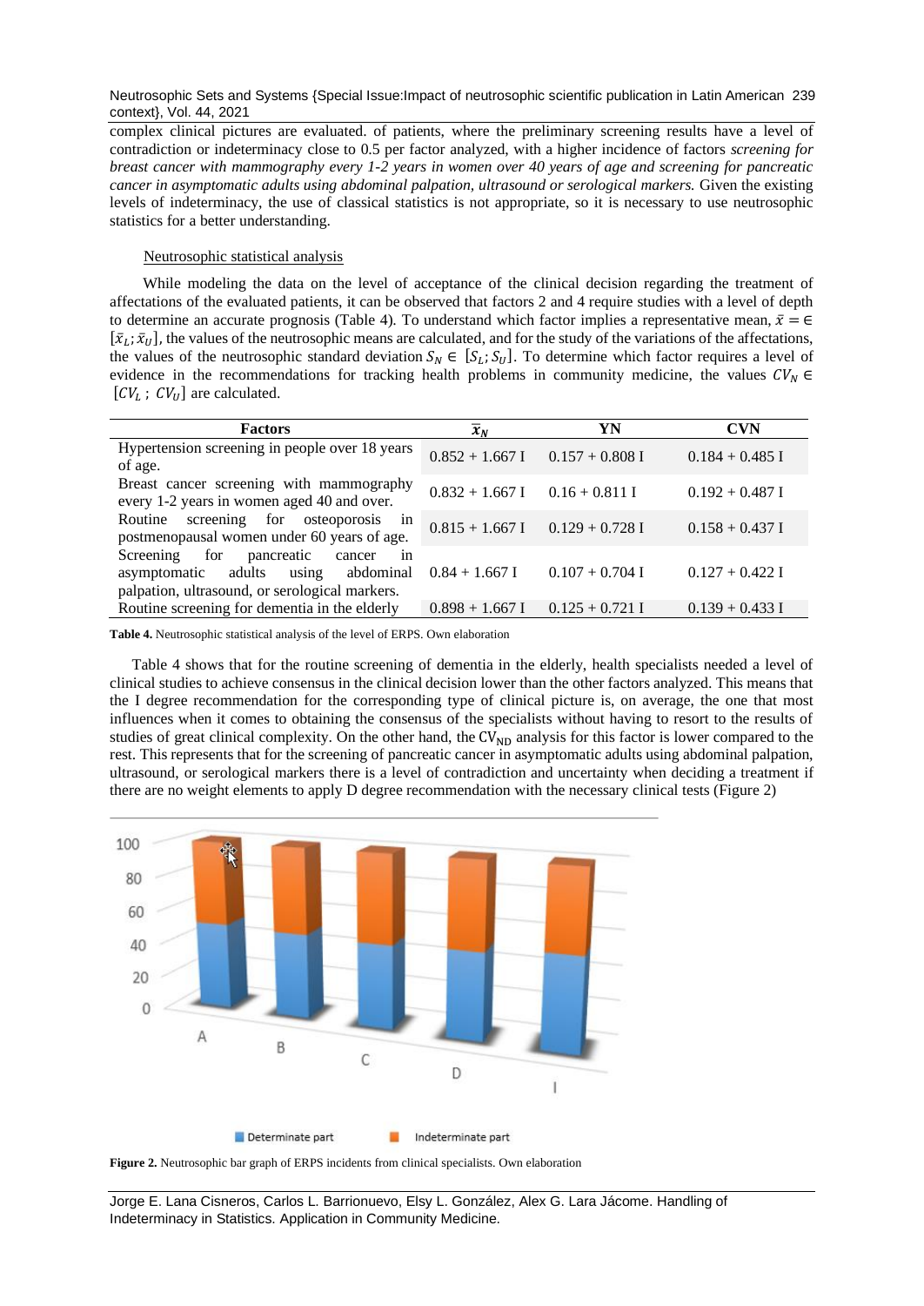complex clinical pictures are evaluated. of patients, where the preliminary screening results have a level of contradiction or indeterminacy close to 0.5 per factor analyzed, with a higher incidence of factors *screening for breast cancer with mammography every 1-2 years in women over 40 years of age and screening for pancreatic cancer in asymptomatic adults using abdominal palpation, ultrasound or serological markers.* Given the existing levels of indeterminacy, the use of classical statistics is not appropriate, so it is necessary to use neutrosophic statistics for a better understanding.

Neutrosophic statistical analysis

While modeling the data on the level of acceptance of the clinical decision regarding the treatment of affectations of the evaluated patients, it can be observed that factors 2 and 4 require studies with a level of depth to determine an accurate prognosis (Table 4). To understand which factor implies a representative mean, $\bar{x} = \in [\bar{x}_L; \bar{x}_U]$, the values of the neutrosophic means are calculated, and for the study of the variations of the affectations, the values of the neutrosophic standard deviation $S_N \in [S_L; S_U]$. To determine which factor requires a level of evidence in the recommendations for tracking health problems in community medicine, the values $CV_N \in [CV_L\ ;\ CV_U]$ are calculated.

| Factors | $\bar{x}_N$ | YN | CVN |
|---|---|---|---|
| Hypertension screening in people over 18 years of age. | 0.852 + 1.667 I | 0.157 + 0.808 I | 0.184 + 0.485 I |
| Breast cancer screening with mammography every 1-2 years in women aged 40 and over. | 0.832 + 1.667 I | 0.16 + 0.811 I | 0.192 + 0.487 I |
| Routine screening for osteoporosis in postmenopausal women under 60 years of age. | 0.815 + 1.667 I | 0.129 + 0.728 I | 0.158 + 0.437 I |
| Screening for pancreatic cancer in asymptomatic adults using abdominal palpation, ultrasound, or serological markers. | 0.84 + 1.667 I | 0.107 + 0.704 I | 0.127 + 0.422 I |
| Routine screening for dementia in the elderly | 0.898 + 1.667 I | 0.125 + 0.721 I | 0.139 + 0.433 I |

**Table 4.** Neutrosophic statistical analysis of the level of ERPS. Own elaboration

Table 4 shows that for the routine screening of dementia in the elderly, health specialists needed a level of clinical studies to achieve consensus in the clinical decision lower than the other factors analyzed. This means that the I degree recommendation for the corresponding type of clinical picture is, on average, the one that most influences when it comes to obtaining the consensus of the specialists without having to resort to the results of studies of great clinical complexity. On the other hand, the $CV_{ND}$ analysis for this factor is lower compared to the rest. This represents that for the screening of pancreatic cancer in asymptomatic adults using abdominal palpation, ultrasound, or serological markers there is a level of contradiction and uncertainty when deciding a treatment if there are no weight elements to apply D degree recommendation with the necessary clinical tests (Figure 2)

**Figure 2.** Neutrosophic bar graph of ERPS incidents from clinical specialists. Own elaboration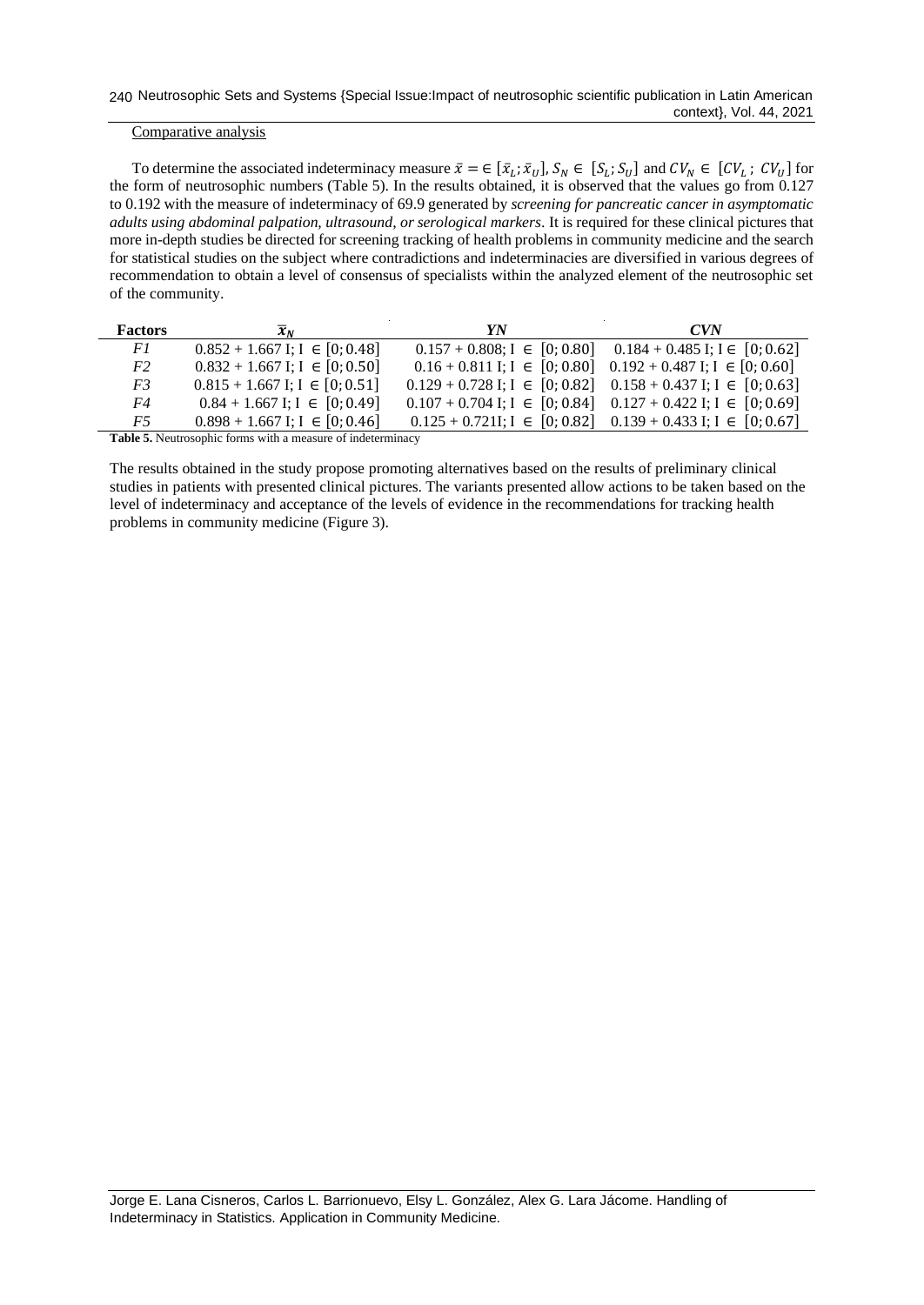Comparative analysis

To determine the associated indeterminacy measure $\bar{x} = \in [\bar{x}_L; \bar{x}_U]$, $S_N \in [S_L; S_U]$ and $CV_N \in [CV_L; CV_U]$ for the form of neutrosophic numbers (Table 5). In the results obtained, it is observed that the values go from 0.127 to 0.192 with the measure of indeterminacy of 69.9 generated by *screening for pancreatic cancer in asymptomatic adults using abdominal palpation, ultrasound, or serological markers*. It is required for these clinical pictures that more in-depth studies be directed for screening tracking of health problems in community medicine and the search for statistical studies on the subject where contradictions and indeterminacies are diversified in various degrees of recommendation to obtain a level of consensus of specialists within the analyzed element of the neutrosophic set of the community.

| Factors | $\bar{x}_N$ | *YN* | *CVN* |
|---|---|---|---|
| *F1* | $0.852 + 1.667\, I;\ I \in [0; 0.48]$ | $0.157 + 0.808;\ I \in [0; 0.80]$ | $0.184 + 0.485\, I;\ I \in [0; 0.62]$ |
| *F2* | $0.832 + 1.667\, I;\ I \in [0; 0.50]$ | $0.16 + 0.811\, I;\ I \in [0; 0.80]$ | $0.192 + 0.487\, I;\ I \in [0; 0.60]$ |
| *F3* | $0.815 + 1.667\, I;\ I \in [0; 0.51]$ | $0.129 + 0.728\, I;\ I \in [0; 0.82]$ | $0.158 + 0.437\, I;\ I \in [0; 0.63]$ |
| *F4* | $0.84 + 1.667\, I;\ I \in [0; 0.49]$ | $0.107 + 0.704\, I;\ I \in [0; 0.84]$ | $0.127 + 0.422\, I;\ I \in [0; 0.69]$ |
| *F5* | $0.898 + 1.667\, I;\ I \in [0; 0.46]$ | $0.125 + 0.721 I;\ I \in [0; 0.82]$ | $0.139 + 0.433\, I;\ I \in [0; 0.67]$ |

**Table 5.** Neutrosophic forms with a measure of indeterminacy

The results obtained in the study propose promoting alternatives based on the results of preliminary clinical studies in patients with presented clinical pictures. The variants presented allow actions to be taken based on the level of indeterminacy and acceptance of the levels of evidence in the recommendations for tracking health problems in community medicine (Figure 3).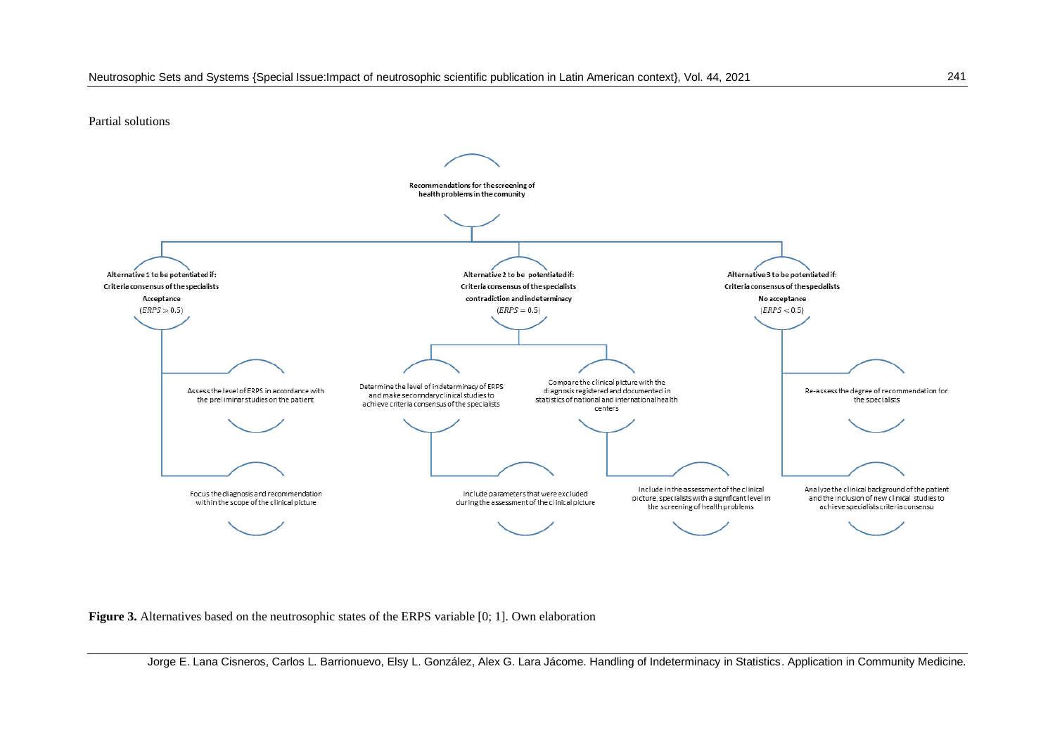Partial solutions

Recommendations for the screening of health problems in the comunity

Alternative 1 to be potentiated if:
Criteria consensus of the specialists
Acceptance
$(ERPS > 0.5)$

- Assess the level of ERPS in accordance with the preliminar studies on the patient
- Focus the diagnosis and recommendation within the scope of the clinical picture

Alternative 2 to be potentiated if:
Criteria consensus of the specialists
contradiction and indeterminacy
$(ERPS = 0.5)$

- Determine the level of indeterminacy of ERPS and make seconndary clinical studies to achieve criteria consensus of the specialists
  - Include parameters that were excluded during the assessment of the clinical picture
- Compare the clinical picture with the diagnosis registered and documented in statistics of national and international health centers
  - Include in the assessment of the clinical picture, specialists with a significant level in the screening of health problems

Alternative 3 to be potentiated if:
Criteria consensus of the specialists
No acceptance
$(ERPS < 0.5)$

- Re-assess the degree of recommendation for the specialists
- Analyze the clinical background of the patient and the inclusion of new clinical studies to achieve specialists criteria consensu

**Figure 3.** Alternatives based on the neutrosophic states of the ERPS variable [0; 1]. Own elaboration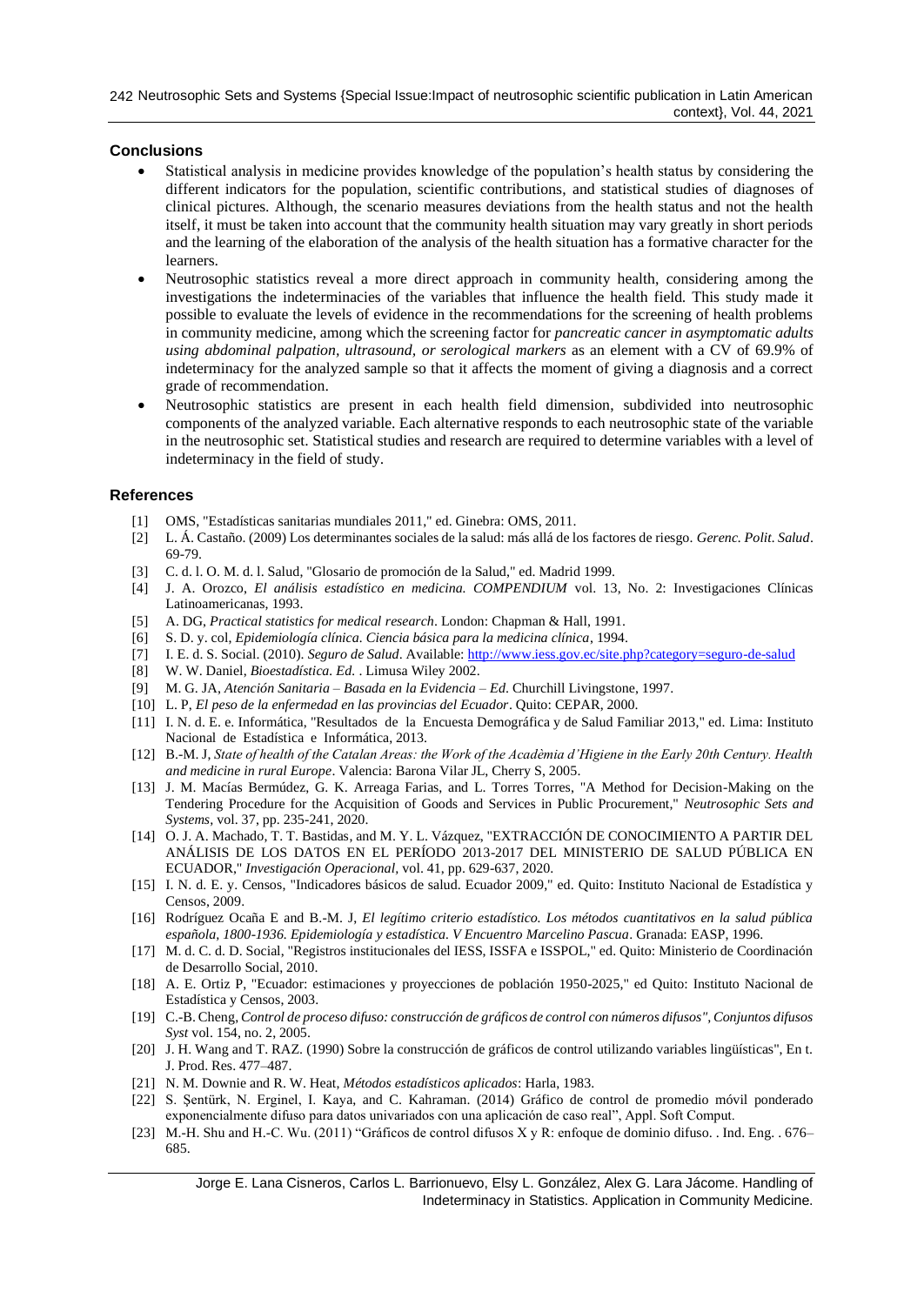## Conclusions

- Statistical analysis in medicine provides knowledge of the population's health status by considering the different indicators for the population, scientific contributions, and statistical studies of diagnoses of clinical pictures. Although, the scenario measures deviations from the health status and not the health itself, it must be taken into account that the community health situation may vary greatly in short periods and the learning of the elaboration of the analysis of the health situation has a formative character for the learners.
- Neutrosophic statistics reveal a more direct approach in community health, considering among the investigations the indeterminacies of the variables that influence the health field. This study made it possible to evaluate the levels of evidence in the recommendations for the screening of health problems in community medicine, among which the screening factor for *pancreatic cancer in asymptomatic adults using abdominal palpation, ultrasound, or serological markers* as an element with a CV of 69.9% of indeterminacy for the analyzed sample so that it affects the moment of giving a diagnosis and a correct grade of recommendation.
- Neutrosophic statistics are present in each health field dimension, subdivided into neutrosophic components of the analyzed variable. Each alternative responds to each neutrosophic state of the variable in the neutrosophic set. Statistical studies and research are required to determine variables with a level of indeterminacy in the field of study.

## References

[1] OMS, "Estadísticas sanitarias mundiales 2011," ed. Ginebra: OMS, 2011.

[2] L. Á. Castaño. (2009) Los determinantes sociales de la salud: más allá de los factores de riesgo. *Gerenc. Polit. Salud*. 69-79.

[3] C. d. l. O. M. d. l. Salud, "Glosario de promoción de la Salud," ed. Madrid 1999.

[4] J. A. Orozco, *El análisis estadístico en medicina. COMPENDIUM* vol. 13, No. 2: Investigaciones Clínicas Latinoamericanas, 1993.

[5] A. DG, *Practical statistics for medical research*. London: Chapman & Hall, 1991.

[6] S. D. y. col, *Epidemiología clínica. Ciencia básica para la medicina clínica*, 1994.

[7] I. E. d. S. Social. (2010). *Seguro de Salud*. Available: http://www.iess.gov.ec/site.php?category=seguro-de-salud

[8] W. W. Daniel, *Bioestadística. Ed.* . Limusa Wiley 2002.

[9] M. G. JA, *Atención Sanitaria – Basada en la Evidencia – Ed*. Churchill Livingstone, 1997.

[10] L. P, *El peso de la enfermedad en las provincias del Ecuador*. Quito: CEPAR, 2000.

[11] I. N. d. E. e. Informática, "Resultados de la Encuesta Demográfica y de Salud Familiar 2013," ed. Lima: Instituto Nacional de Estadística e Informática, 2013.

[12] B.-M. J, *State of health of the Catalan Areas: the Work of the Acadèmia d'Higiene in the Early 20th Century. Health and medicine in rural Europe*. Valencia: Barona Vilar JL, Cherry S, 2005.

[13] J. M. Macías Bermúdez, G. K. Arreaga Farias, and L. Torres Torres, "A Method for Decision-Making on the Tendering Procedure for the Acquisition of Goods and Services in Public Procurement," *Neutrosophic Sets and Systems*, vol. 37, pp. 235-241, 2020.

[14] O. J. A. Machado, T. T. Bastidas, and M. Y. L. Vázquez, "EXTRACCIÓN DE CONOCIMIENTO A PARTIR DEL ANÁLISIS DE LOS DATOS EN EL PERÍODO 2013-2017 DEL MINISTERIO DE SALUD PÚBLICA EN ECUADOR," *Investigación Operacional*, vol. 41, pp. 629-637, 2020.

[15] I. N. d. E. y. Censos, "Indicadores básicos de salud. Ecuador 2009," ed. Quito: Instituto Nacional de Estadística y Censos, 2009.

[16] Rodríguez Ocaña E and B.-M. J, *El legítimo criterio estadístico. Los métodos cuantitativos en la salud pública española, 1800-1936. Epidemiología y estadística. V Encuentro Marcelino Pascua*. Granada: EASP, 1996.

[17] M. d. C. d. D. Social, "Registros institucionales del IESS, ISSFA e ISSPOL," ed. Quito: Ministerio de Coordinación de Desarrollo Social, 2010.

[18] A. E. Ortiz P, "Ecuador: estimaciones y proyecciones de población 1950-2025," ed Quito: Instituto Nacional de Estadística y Censos, 2003.

[19] C.-B. Cheng, *Control de proceso difuso: construcción de gráficos de control con números difusos", Conjuntos difusos Syst* vol. 154, no. 2, 2005.

[20] J. H. Wang and T. RAZ. (1990) Sobre la construcción de gráficos de control utilizando variables lingüísticas", En t. J. Prod. Res. 477–487.

[21] N. M. Downie and R. W. Heat, *Métodos estadísticos aplicados*: Harla, 1983.

[22] S. Şentürk, N. Erginel, I. Kaya, and C. Kahraman. (2014) Gráfico de control de promedio móvil ponderado exponencialmente difuso para datos univariados con una aplicación de caso real", Appl. Soft Comput.

[23] M.-H. Shu and H.-C. Wu. (2011) "Gráficos de control difusos X y R: enfoque de dominio difuso. . Ind. Eng. . 676–685.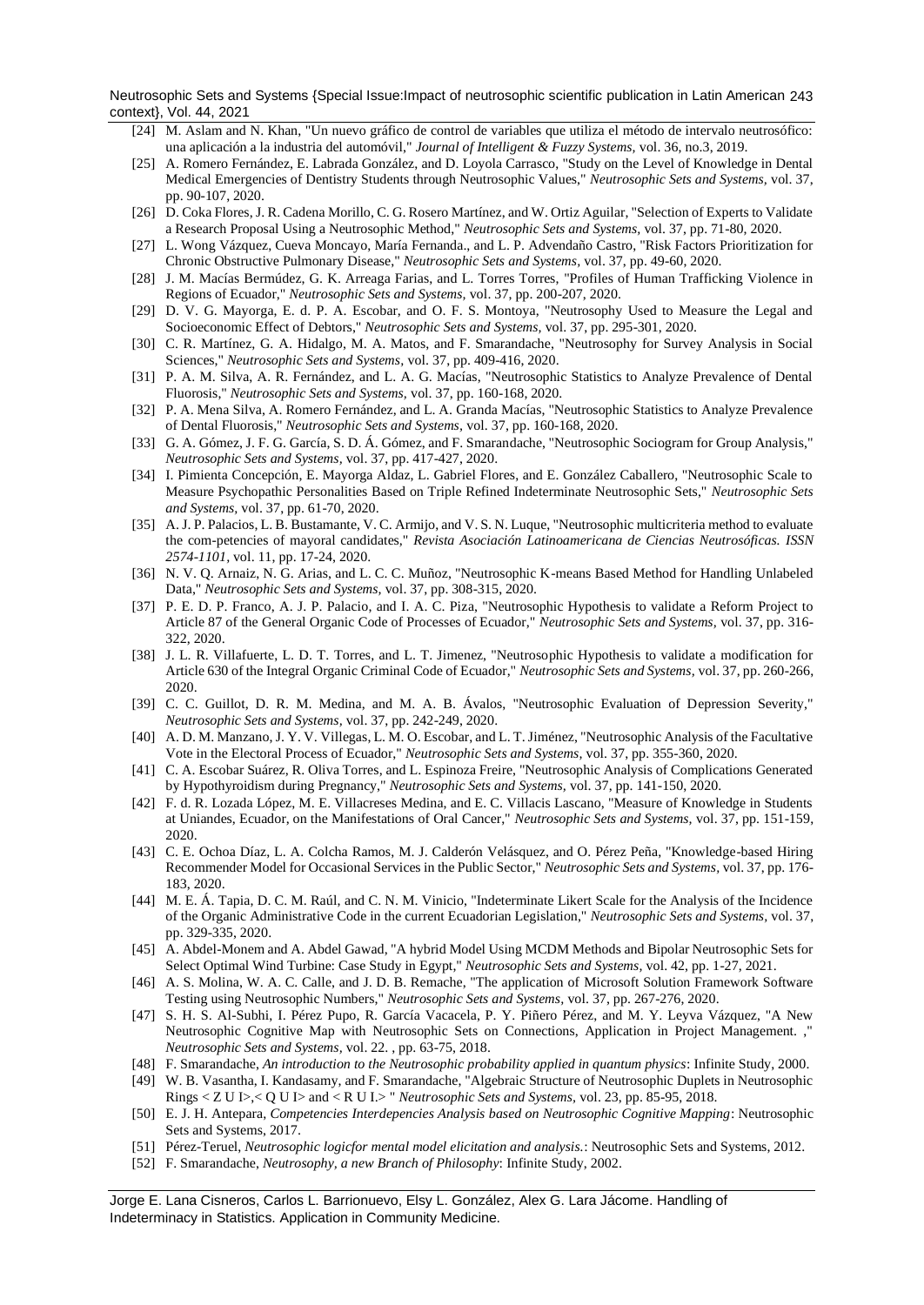[24] M. Aslam and N. Khan, "Un nuevo gráfico de control de variables que utiliza el método de intervalo neutrosófico: una aplicación a la industria del automóvil," *Journal of Intelligent & Fuzzy Systems*, vol. 36, no.3, 2019.

[25] A. Romero Fernández, E. Labrada González, and D. Loyola Carrasco, "Study on the Level of Knowledge in Dental Medical Emergencies of Dentistry Students through Neutrosophic Values," *Neutrosophic Sets and Systems*, vol. 37, pp. 90-107, 2020.

[26] D. Coka Flores, J. R. Cadena Morillo, C. G. Rosero Martínez, and W. Ortiz Aguilar, "Selection of Experts to Validate a Research Proposal Using a Neutrosophic Method," *Neutrosophic Sets and Systems*, vol. 37, pp. 71-80, 2020.

[27] L. Wong Vázquez, Cueva Moncayo, María Fernanda., and L. P. Advendaño Castro, "Risk Factors Prioritization for Chronic Obstructive Pulmonary Disease," *Neutrosophic Sets and Systems*, vol. 37, pp. 49-60, 2020.

[28] J. M. Macías Bermúdez, G. K. Arreaga Farias, and L. Torres Torres, "Profiles of Human Trafficking Violence in Regions of Ecuador," *Neutrosophic Sets and Systems*, vol. 37, pp. 200-207, 2020.

[29] D. V. G. Mayorga, E. d. P. A. Escobar, and O. F. S. Montoya, "Neutrosophy Used to Measure the Legal and Socioeconomic Effect of Debtors," *Neutrosophic Sets and Systems*, vol. 37, pp. 295-301, 2020.

[30] C. R. Martínez, G. A. Hidalgo, M. A. Matos, and F. Smarandache, "Neutrosophy for Survey Analysis in Social Sciences," *Neutrosophic Sets and Systems*, vol. 37, pp. 409-416, 2020.

[31] P. A. M. Silva, A. R. Fernández, and L. A. G. Macías, "Neutrosophic Statistics to Analyze Prevalence of Dental Fluorosis," *Neutrosophic Sets and Systems*, vol. 37, pp. 160-168, 2020.

[32] P. A. Mena Silva, A. Romero Fernández, and L. A. Granda Macías, "Neutrosophic Statistics to Analyze Prevalence of Dental Fluorosis," *Neutrosophic Sets and Systems*, vol. 37, pp. 160-168, 2020.

[33] G. A. Gómez, J. F. G. García, S. D. Á. Gómez, and F. Smarandache, "Neutrosophic Sociogram for Group Analysis," *Neutrosophic Sets and Systems*, vol. 37, pp. 417-427, 2020.

[34] I. Pimienta Concepción, E. Mayorga Aldaz, L. Gabriel Flores, and E. González Caballero, "Neutrosophic Scale to Measure Psychopathic Personalities Based on Triple Refined Indeterminate Neutrosophic Sets," *Neutrosophic Sets and Systems*, vol. 37, pp. 61-70, 2020.

[35] A. J. P. Palacios, L. B. Bustamante, V. C. Armijo, and V. S. N. Luque, "Neutrosophic multicriteria method to evaluate the com-petencies of mayoral candidates," *Revista Asociación Latinoamericana de Ciencias Neutrosóficas. ISSN 2574-1101*, vol. 11, pp. 17-24, 2020.

[36] N. V. Q. Arnaiz, N. G. Arias, and L. C. C. Muñoz, "Neutrosophic K-means Based Method for Handling Unlabeled Data," *Neutrosophic Sets and Systems*, vol. 37, pp. 308-315, 2020.

[37] P. E. D. P. Franco, A. J. P. Palacio, and I. A. C. Piza, "Neutrosophic Hypothesis to validate a Reform Project to Article 87 of the General Organic Code of Processes of Ecuador," *Neutrosophic Sets and Systems*, vol. 37, pp. 316-322, 2020.

[38] J. L. R. Villafuerte, L. D. T. Torres, and L. T. Jimenez, "Neutrosophic Hypothesis to validate a modification for Article 630 of the Integral Organic Criminal Code of Ecuador," *Neutrosophic Sets and Systems*, vol. 37, pp. 260-266, 2020.

[39] C. C. Guillot, D. R. M. Medina, and M. A. B. Ávalos, "Neutrosophic Evaluation of Depression Severity," *Neutrosophic Sets and Systems*, vol. 37, pp. 242-249, 2020.

[40] A. D. M. Manzano, J. Y. V. Villegas, L. M. O. Escobar, and L. T. Jiménez, "Neutrosophic Analysis of the Facultative Vote in the Electoral Process of Ecuador," *Neutrosophic Sets and Systems*, vol. 37, pp. 355-360, 2020.

[41] C. A. Escobar Suárez, R. Oliva Torres, and L. Espinoza Freire, "Neutrosophic Analysis of Complications Generated by Hypothyroidism during Pregnancy," *Neutrosophic Sets and Systems*, vol. 37, pp. 141-150, 2020.

[42] F. d. R. Lozada López, M. E. Villacreses Medina, and E. C. Villacis Lascano, "Measure of Knowledge in Students at Uniandes, Ecuador, on the Manifestations of Oral Cancer," *Neutrosophic Sets and Systems*, vol. 37, pp. 151-159, 2020.

[43] C. E. Ochoa Díaz, L. A. Colcha Ramos, M. J. Calderón Velásquez, and O. Pérez Peña, "Knowledge-based Hiring Recommender Model for Occasional Services in the Public Sector," *Neutrosophic Sets and Systems*, vol. 37, pp. 176-183, 2020.

[44] M. E. Á. Tapia, D. C. M. Raúl, and C. N. M. Vinicio, "Indeterminate Likert Scale for the Analysis of the Incidence of the Organic Administrative Code in the current Ecuadorian Legislation," *Neutrosophic Sets and Systems*, vol. 37, pp. 329-335, 2020.

[45] A. Abdel-Monem and A. Abdel Gawad, "A hybrid Model Using MCDM Methods and Bipolar Neutrosophic Sets for Select Optimal Wind Turbine: Case Study in Egypt," *Neutrosophic Sets and Systems*, vol. 42, pp. 1-27, 2021.

[46] A. S. Molina, W. A. C. Calle, and J. D. B. Remache, "The application of Microsoft Solution Framework Software Testing using Neutrosophic Numbers," *Neutrosophic Sets and Systems*, vol. 37, pp. 267-276, 2020.

[47] S. H. S. Al-Subhi, I. Pérez Pupo, R. García Vacacela, P. Y. Piñero Pérez, and M. Y. Leyva Vázquez, "A New Neutrosophic Cognitive Map with Neutrosophic Sets on Connections, Application in Project Management. ," *Neutrosophic Sets and Systems*, vol. 22. , pp. 63-75, 2018.

[48] F. Smarandache, *An introduction to the Neutrosophic probability applied in quantum physics*: Infinite Study, 2000.

[49] W. B. Vasantha, I. Kandasamy, and F. Smarandache, "Algebraic Structure of Neutrosophic Duplets in Neutrosophic Rings < Z U I>,< Q U I> and < R U I.> " *Neutrosophic Sets and Systems*, vol. 23, pp. 85-95, 2018.

[50] E. J. H. Antepara, *Competencies Interdepencies Analysis based on Neutrosophic Cognitive Mapping*: Neutrosophic Sets and Systems, 2017.

[51] Pérez-Teruel, *Neutrosophic logicfor mental model elicitation and analysis.*: Neutrosophic Sets and Systems, 2012.

[52] F. Smarandache, *Neutrosophy, a new Branch of Philosophy*: Infinite Study, 2002.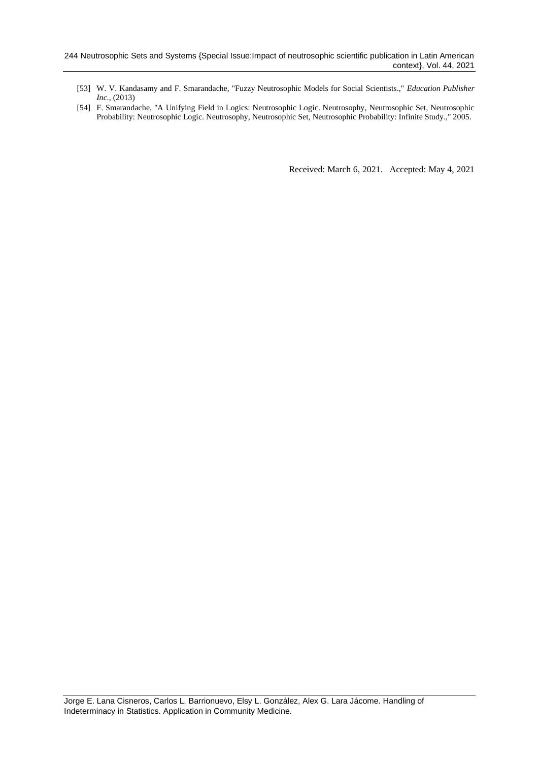[53] W. V. Kandasamy and F. Smarandache, "Fuzzy Neutrosophic Models for Social Scientists.," *Education Publisher Inc.,* (2013)

[54] F. Smarandache, "A Unifying Field in Logics: Neutrosophic Logic. Neutrosophy, Neutrosophic Set, Neutrosophic Probability: Neutrosophic Logic. Neutrosophy, Neutrosophic Set, Neutrosophic Probability: Infinite Study.," 2005.

Received: March 6, 2021. Accepted: May 4, 2021